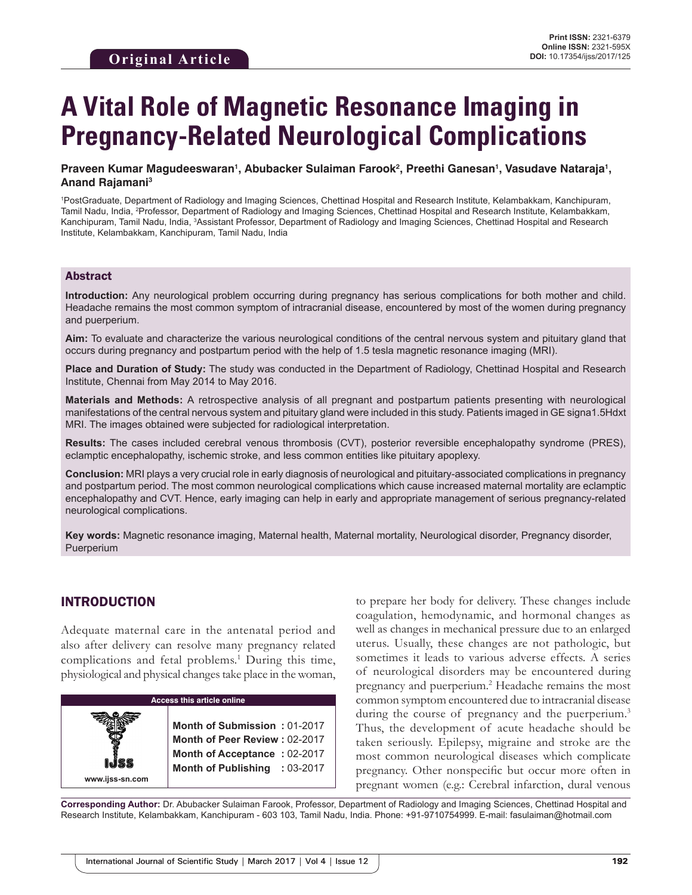Original Article

**Print ISSN:** 2321-6379
**Online ISSN:** 2321-595X
**DOI:** 10.17354/ijss/2017/125

# A Vital Role of Magnetic Resonance Imaging in Pregnancy-Related Neurological Complications

**Praveen Kumar Magudeeswaran[1], Abubacker Sulaiman Farook[2], Preethi Ganesan[1], Vasudave Nataraja[1], Anand Rajamani[3]**

[1]PostGraduate, Department of Radiology and Imaging Sciences, Chettinad Hospital and Research Institute, Kelambakkam, Kanchipuram, Tamil Nadu, India, [2]Professor, Department of Radiology and Imaging Sciences, Chettinad Hospital and Research Institute, Kelambakkam, Kanchipuram, Tamil Nadu, India, [3]Assistant Professor, Department of Radiology and Imaging Sciences, Chettinad Hospital and Research Institute, Kelambakkam, Kanchipuram, Tamil Nadu, India

## Abstract

**Introduction:** Any neurological problem occurring during pregnancy has serious complications for both mother and child. Headache remains the most common symptom of intracranial disease, encountered by most of the women during pregnancy and puerperium.

**Aim:** To evaluate and characterize the various neurological conditions of the central nervous system and pituitary gland that occurs during pregnancy and postpartum period with the help of 1.5 tesla magnetic resonance imaging (MRI).

**Place and Duration of Study:** The study was conducted in the Department of Radiology, Chettinad Hospital and Research Institute, Chennai from May 2014 to May 2016.

**Materials and Methods:** A retrospective analysis of all pregnant and postpartum patients presenting with neurological manifestations of the central nervous system and pituitary gland were included in this study. Patients imaged in GE signa1.5Hdxt MRI. The images obtained were subjected for radiological interpretation.

**Results:** The cases included cerebral venous thrombosis (CVT), posterior reversible encephalopathy syndrome (PRES), eclamptic encephalopathy, ischemic stroke, and less common entities like pituitary apoplexy.

**Conclusion:** MRI plays a very crucial role in early diagnosis of neurological and pituitary-associated complications in pregnancy and postpartum period. The most common neurological complications which cause increased maternal mortality are eclamptic encephalopathy and CVT. Hence, early imaging can help in early and appropriate management of serious pregnancy-related neurological complications.

**Key words:** Magnetic resonance imaging, Maternal health, Maternal mortality, Neurological disorder, Pregnancy disorder, Puerperium

## INTRODUCTION

Adequate maternal care in the antenatal period and also after delivery can resolve many pregnancy related complications and fetal problems.[1] During this time, physiological and physical changes take place in the woman, to prepare her body for delivery. These changes include coagulation, hemodynamic, and hormonal changes as well as changes in mechanical pressure due to an enlarged uterus. Usually, these changes are not pathologic, but sometimes it leads to various adverse effects. A series of neurological disorders may be encountered during pregnancy and puerperium.[2] Headache remains the most common symptom encountered due to intracranial disease during the course of pregnancy and the puerperium.[3] Thus, the development of acute headache should be taken seriously. Epilepsy, migraine and stroke are the most common neurological diseases which complicate pregnancy. Other nonspecific but occur more often in pregnant women (e.g.: Cerebral infarction, dural venous

| Access this article online | |
|---|---|
| IJSS www.ijss-sn.com | **Month of Submission :** 01-2017<br>**Month of Peer Review :** 02-2017<br>**Month of Acceptance :** 02-2017<br>**Month of Publishing :** 03-2017 |

**Corresponding Author:** Dr. Abubacker Sulaiman Farook, Professor, Department of Radiology and Imaging Sciences, Chettinad Hospital and Research Institute, Kelambakkam, Kanchipuram - 603 103, Tamil Nadu, India. Phone: +91-9710754999. E-mail: fasulaiman@hotmail.com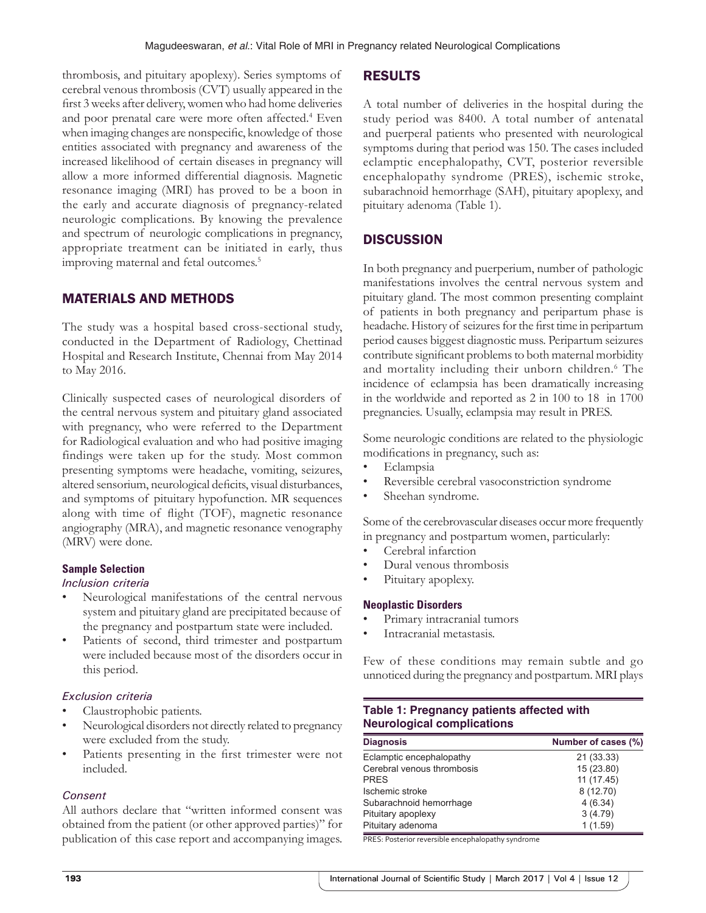thrombosis, and pituitary apoplexy). Series symptoms of cerebral venous thrombosis (CVT) usually appeared in the first 3 weeks after delivery, women who had home deliveries and poor prenatal care were more often affected.[4] Even when imaging changes are nonspecific, knowledge of those entities associated with pregnancy and awareness of the increased likelihood of certain diseases in pregnancy will allow a more informed differential diagnosis. Magnetic resonance imaging (MRI) has proved to be a boon in the early and accurate diagnosis of pregnancy-related neurologic complications. By knowing the prevalence and spectrum of neurologic complications in pregnancy, appropriate treatment can be initiated in early, thus improving maternal and fetal outcomes.[5]

## MATERIALS AND METHODS

The study was a hospital based cross-sectional study, conducted in the Department of Radiology, Chettinad Hospital and Research Institute, Chennai from May 2014 to May 2016.

Clinically suspected cases of neurological disorders of the central nervous system and pituitary gland associated with pregnancy, who were referred to the Department for Radiological evaluation and who had positive imaging findings were taken up for the study. Most common presenting symptoms were headache, vomiting, seizures, altered sensorium, neurological deficits, visual disturbances, and symptoms of pituitary hypofunction. MR sequences along with time of flight (TOF), magnetic resonance angiography (MRA), and magnetic resonance venography (MRV) were done.

### Sample Selection

*Inclusion criteria*

- Neurological manifestations of the central nervous system and pituitary gland are precipitated because of the pregnancy and postpartum state were included.
- Patients of second, third trimester and postpartum were included because most of the disorders occur in this period.

*Exclusion criteria*

- Claustrophobic patients.
- Neurological disorders not directly related to pregnancy were excluded from the study.
- Patients presenting in the first trimester were not included.

*Consent*

All authors declare that "written informed consent was obtained from the patient (or other approved parties)" for publication of this case report and accompanying images.

## RESULTS

A total number of deliveries in the hospital during the study period was 8400. A total number of antenatal and puerperal patients who presented with neurological symptoms during that period was 150. The cases included eclamptic encephalopathy, CVT, posterior reversible encephalopathy syndrome (PRES), ischemic stroke, subarachnoid hemorrhage (SAH), pituitary apoplexy, and pituitary adenoma (Table 1).

## DISCUSSION

In both pregnancy and puerperium, number of pathologic manifestations involves the central nervous system and pituitary gland. The most common presenting complaint of patients in both pregnancy and peripartum phase is headache. History of seizures for the first time in peripartum period causes biggest diagnostic muss. Peripartum seizures contribute significant problems to both maternal morbidity and mortality including their unborn children.[6] The incidence of eclampsia has been dramatically increasing in the worldwide and reported as 2 in 100 to 18 in 1700 pregnancies. Usually, eclampsia may result in PRES.

Some neurologic conditions are related to the physiologic modifications in pregnancy, such as:

- Eclampsia
- Reversible cerebral vasoconstriction syndrome
- Sheehan syndrome.

Some of the cerebrovascular diseases occur more frequently in pregnancy and postpartum women, particularly:

- Cerebral infarction
- Dural venous thrombosis
- Pituitary apoplexy.

### Neoplastic Disorders

- Primary intracranial tumors
- Intracranial metastasis.

Few of these conditions may remain subtle and go unnoticed during the pregnancy and postpartum. MRI plays

**Table 1: Pregnancy patients affected with Neurological complications**

| Diagnosis | Number of cases (%) |
|---|---|
| Eclamptic encephalopathy | 21 (33.33) |
| Cerebral venous thrombosis | 15 (23.80) |
| PRES | 11 (17.45) |
| Ischemic stroke | 8 (12.70) |
| Subarachnoid hemorrhage | 4 (6.34) |
| Pituitary apoplexy | 3 (4.79) |
| Pituitary adenoma | 1 (1.59) |

PRES: Posterior reversible encephalopathy syndrome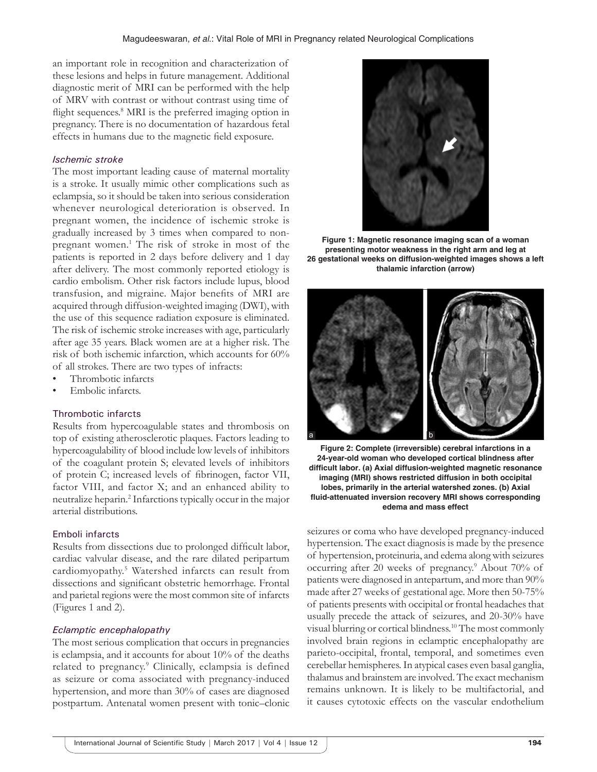an important role in recognition and characterization of these lesions and helps in future management. Additional diagnostic merit of MRI can be performed with the help of MRV with contrast or without contrast using time of flight sequences.[8] MRI is the preferred imaging option in pregnancy. There is no documentation of hazardous fetal effects in humans due to the magnetic field exposure.

### *Ischemic stroke*

The most important leading cause of maternal mortality is a stroke. It usually mimic other complications such as eclampsia, so it should be taken into serious consideration whenever neurological deterioration is observed. In pregnant women, the incidence of ischemic stroke is gradually increased by 3 times when compared to non-pregnant women.[1] The risk of stroke in most of the patients is reported in 2 days before delivery and 1 day after delivery. The most commonly reported etiology is cardio embolism. Other risk factors include lupus, blood transfusion, and migraine. Major benefits of MRI are acquired through diffusion-weighted imaging (DWI), with the use of this sequence radiation exposure is eliminated. The risk of ischemic stroke increases with age, particularly after age 35 years. Black women are at a higher risk. The risk of both ischemic infarction, which accounts for 60% of all strokes. There are two types of infracts:

- Thrombotic infarcts
- Embolic infarcts.

#### Thrombotic infarcts

Results from hypercoagulable states and thrombosis on top of existing atherosclerotic plaques. Factors leading to hypercoagulability of blood include low levels of inhibitors of the coagulant protein S; elevated levels of inhibitors of protein C; increased levels of fibrinogen, factor VII, factor VIII, and factor X; and an enhanced ability to neutralize heparin.[2] Infarctions typically occur in the major arterial distributions.

#### Emboli infarcts

Results from dissections due to prolonged difficult labor, cardiac valvular disease, and the rare dilated peripartum cardiomyopathy.[5] Watershed infarcts can result from dissections and significant obstetric hemorrhage. Frontal and parietal regions were the most common site of infarcts (Figures 1 and 2).

**Figure 1: Magnetic resonance imaging scan of a woman presenting motor weakness in the right arm and leg at 26 gestational weeks on diffusion-weighted images shows a left thalamic infarction (arrow)**

**Figure 2: Complete (irreversible) cerebral infarctions in a 24-year-old woman who developed cortical blindness after difficult labor. (a) Axial diffusion-weighted magnetic resonance imaging (MRI) shows restricted diffusion in both occipital lobes, primarily in the arterial watershed zones. (b) Axial fluid-attenuated inversion recovery MRI shows corresponding edema and mass effect**

### *Eclamptic encephalopathy*

The most serious complication that occurs in pregnancies is eclampsia, and it accounts for about 10% of the deaths related to pregnancy.[9] Clinically, eclampsia is defined as seizure or coma associated with pregnancy-induced hypertension, and more than 30% of cases are diagnosed postpartum. Antenatal women present with tonic–clonic seizures or coma who have developed pregnancy-induced hypertension. The exact diagnosis is made by the presence of hypertension, proteinuria, and edema along with seizures occurring after 20 weeks of pregnancy.[9] About 70% of patients were diagnosed in antepartum, and more than 90% made after 27 weeks of gestational age. More then 50-75% of patients presents with occipital or frontal headaches that usually precede the attack of seizures, and 20-30% have visual blurring or cortical blindness.[10] The most commonly involved brain regions in eclamptic encephalopathy are parieto-occipital, frontal, temporal, and sometimes even cerebellar hemispheres. In atypical cases even basal ganglia, thalamus and brainstem are involved. The exact mechanism remains unknown. It is likely to be multifactorial, and it causes cytotoxic effects on the vascular endothelium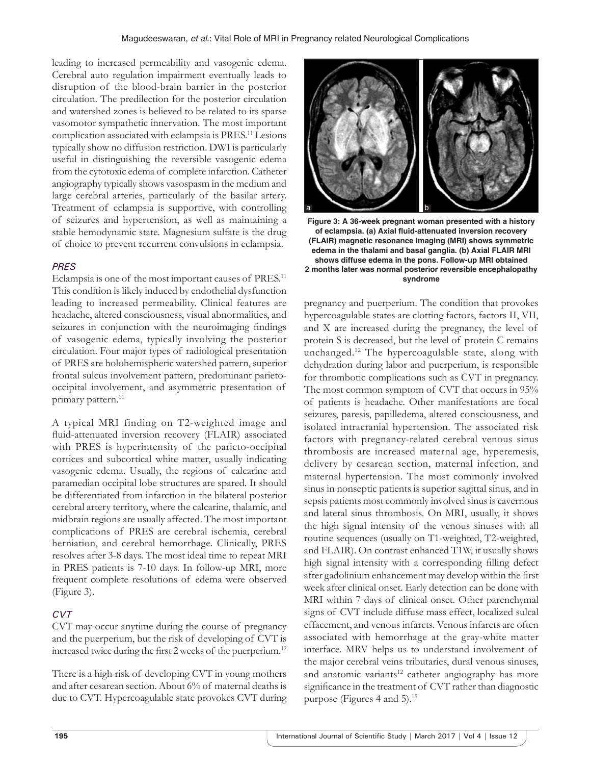leading to increased permeability and vasogenic edema. Cerebral auto regulation impairment eventually leads to disruption of the blood-brain barrier in the posterior circulation. The predilection for the posterior circulation and watershed zones is believed to be related to its sparse vasomotor sympathetic innervation. The most important complication associated with eclampsia is PRES.[11] Lesions typically show no diffusion restriction. DWI is particularly useful in distinguishing the reversible vasogenic edema from the cytotoxic edema of complete infarction. Catheter angiography typically shows vasospasm in the medium and large cerebral arteries, particularly of the basilar artery. Treatment of eclampsia is supportive, with controlling of seizures and hypertension, as well as maintaining a stable hemodynamic state. Magnesium sulfate is the drug of choice to prevent recurrent convulsions in eclampsia.

### *PRES*

Eclampsia is one of the most important causes of PRES.[11] This condition is likely induced by endothelial dysfunction leading to increased permeability. Clinical features are headache, altered consciousness, visual abnormalities, and seizures in conjunction with the neuroimaging findings of vasogenic edema, typically involving the posterior circulation. Four major types of radiological presentation of PRES are holohemispheric watershed pattern, superior frontal sulcus involvement pattern, predominant parieto-occipital involvement, and asymmetric presentation of primary pattern.[11]

A typical MRI finding on T2-weighted image and fluid-attenuated inversion recovery (FLAIR) associated with PRES is hyperintensity of the parieto-occipital cortices and subcortical white matter, usually indicating vasogenic edema. Usually, the regions of calcarine and paramedian occipital lobe structures are spared. It should be differentiated from infarction in the bilateral posterior cerebral artery territory, where the calcarine, thalamic, and midbrain regions are usually affected. The most important complications of PRES are cerebral ischemia, cerebral herniation, and cerebral hemorrhage. Clinically, PRES resolves after 3-8 days. The most ideal time to repeat MRI in PRES patients is 7-10 days. In follow-up MRI, more frequent complete resolutions of edema were observed (Figure 3).

**Figure 3: A 36-week pregnant woman presented with a history of eclampsia. (a) Axial fluid-attenuated inversion recovery (FLAIR) magnetic resonance imaging (MRI) shows symmetric edema in the thalami and basal ganglia. (b) Axial FLAIR MRI shows diffuse edema in the pons. Follow-up MRI obtained 2 months later was normal posterior reversible encephalopathy syndrome**

### *CVT*

CVT may occur anytime during the course of pregnancy and the puerperium, but the risk of developing of CVT is increased twice during the first 2 weeks of the puerperium.[12]

There is a high risk of developing CVT in young mothers and after cesarean section. About 6% of maternal deaths is due to CVT. Hypercoagulable state provokes CVT during pregnancy and puerperium. The condition that provokes hypercoagulable states are clotting factors, factors II, VII, and X are increased during the pregnancy, the level of protein S is decreased, but the level of protein C remains unchanged.[12] The hypercoagulable state, along with dehydration during labor and puerperium, is responsible for thrombotic complications such as CVT in pregnancy. The most common symptom of CVT that occurs in 95% of patients is headache. Other manifestations are focal seizures, paresis, papilledema, altered consciousness, and isolated intracranial hypertension. The associated risk factors with pregnancy-related cerebral venous sinus thrombosis are increased maternal age, hyperemesis, delivery by cesarean section, maternal infection, and maternal hypertension. The most commonly involved sinus in nonseptic patients is superior sagittal sinus, and in sepsis patients most commonly involved sinus is cavernous and lateral sinus thrombosis. On MRI, usually, it shows the high signal intensity of the venous sinuses with all routine sequences (usually on T1-weighted, T2-weighted, and FLAIR). On contrast enhanced T1W, it usually shows high signal intensity with a corresponding filling defect after gadolinium enhancement may develop within the first week after clinical onset. Early detection can be done with MRI within 7 days of clinical onset. Other parenchymal signs of CVT include diffuse mass effect, localized sulcal effacement, and venous infarcts. Venous infarcts are often associated with hemorrhage at the gray-white matter interface. MRV helps us to understand involvement of the major cerebral veins tributaries, dural venous sinuses, and anatomic variants[12] catheter angiography has more significance in the treatment of CVT rather than diagnostic purpose (Figures 4 and 5).[15]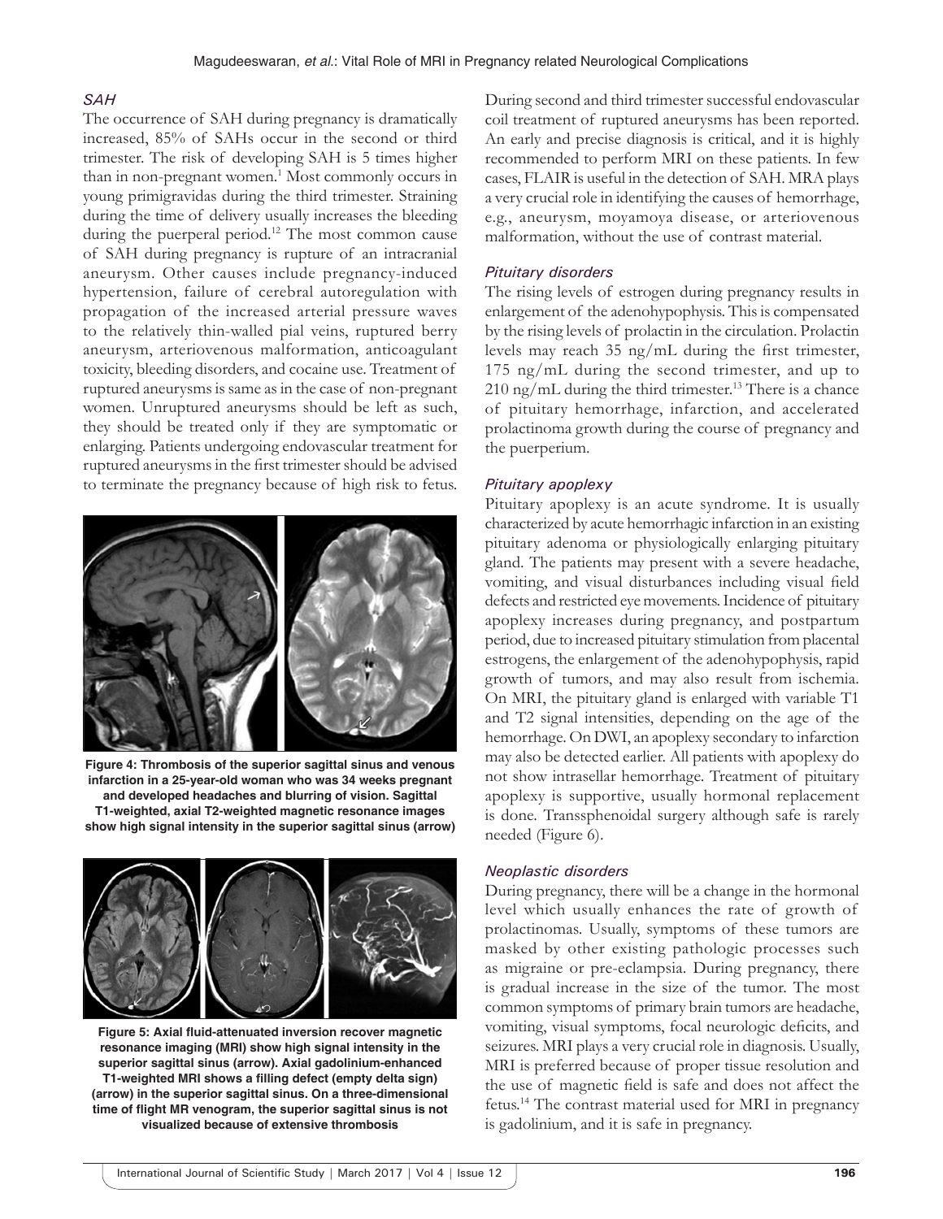### *SAH*

The occurrence of SAH during pregnancy is dramatically increased, 85% of SAHs occur in the second or third trimester. The risk of developing SAH is 5 times higher than in non-pregnant women.[1] Most commonly occurs in young primigravidas during the third trimester. Straining during the time of delivery usually increases the bleeding during the puerperal period.[12] The most common cause of SAH during pregnancy is rupture of an intracranial aneurysm. Other causes include pregnancy-induced hypertension, failure of cerebral autoregulation with propagation of the increased arterial pressure waves to the relatively thin-walled pial veins, ruptured berry aneurysm, arteriovenous malformation, anticoagulant toxicity, bleeding disorders, and cocaine use. Treatment of ruptured aneurysms is same as in the case of non-pregnant women. Unruptured aneurysms should be left as such, they should be treated only if they are symptomatic or enlarging. Patients undergoing endovascular treatment for ruptured aneurysms in the first trimester should be advised to terminate the pregnancy because of high risk to fetus.

**Figure 4: Thrombosis of the superior sagittal sinus and venous infarction in a 25-year-old woman who was 34 weeks pregnant and developed headaches and blurring of vision. Sagittal T1-weighted, axial T2-weighted magnetic resonance images show high signal intensity in the superior sagittal sinus (arrow)**

**Figure 5: Axial fluid-attenuated inversion recover magnetic resonance imaging (MRI) show high signal intensity in the superior sagittal sinus (arrow). Axial gadolinium-enhanced T1-weighted MRI shows a filling defect (empty delta sign) (arrow) in the superior sagittal sinus. On a three-dimensional time of flight MR venogram, the superior sagittal sinus is not visualized because of extensive thrombosis**

During second and third trimester successful endovascular coil treatment of ruptured aneurysms has been reported. An early and precise diagnosis is critical, and it is highly recommended to perform MRI on these patients. In few cases, FLAIR is useful in the detection of SAH. MRA plays a very crucial role in identifying the causes of hemorrhage, e.g., aneurysm, moyamoya disease, or arteriovenous malformation, without the use of contrast material.

### *Pituitary disorders*

The rising levels of estrogen during pregnancy results in enlargement of the adenohypophysis. This is compensated by the rising levels of prolactin in the circulation. Prolactin levels may reach 35 ng/mL during the first trimester, 175 ng/mL during the second trimester, and up to 210 ng/mL during the third trimester.[13] There is a chance of pituitary hemorrhage, infarction, and accelerated prolactinoma growth during the course of pregnancy and the puerperium.

### *Pituitary apoplexy*

Pituitary apoplexy is an acute syndrome. It is usually characterized by acute hemorrhagic infarction in an existing pituitary adenoma or physiologically enlarging pituitary gland. The patients may present with a severe headache, vomiting, and visual disturbances including visual field defects and restricted eye movements. Incidence of pituitary apoplexy increases during pregnancy, and postpartum period, due to increased pituitary stimulation from placental estrogens, the enlargement of the adenohypophysis, rapid growth of tumors, and may also result from ischemia. On MRI, the pituitary gland is enlarged with variable T1 and T2 signal intensities, depending on the age of the hemorrhage. On DWI, an apoplexy secondary to infarction may also be detected earlier. All patients with apoplexy do not show intrasellar hemorrhage. Treatment of pituitary apoplexy is supportive, usually hormonal replacement is done. Transsphenoidal surgery although safe is rarely needed (Figure 6).

### *Neoplastic disorders*

During pregnancy, there will be a change in the hormonal level which usually enhances the rate of growth of prolactinomas. Usually, symptoms of these tumors are masked by other existing pathologic processes such as migraine or pre-eclampsia. During pregnancy, there is gradual increase in the size of the tumor. The most common symptoms of primary brain tumors are headache, vomiting, visual symptoms, focal neurologic deficits, and seizures. MRI plays a very crucial role in diagnosis. Usually, MRI is preferred because of proper tissue resolution and the use of magnetic field is safe and does not affect the fetus.[14] The contrast material used for MRI in pregnancy is gadolinium, and it is safe in pregnancy.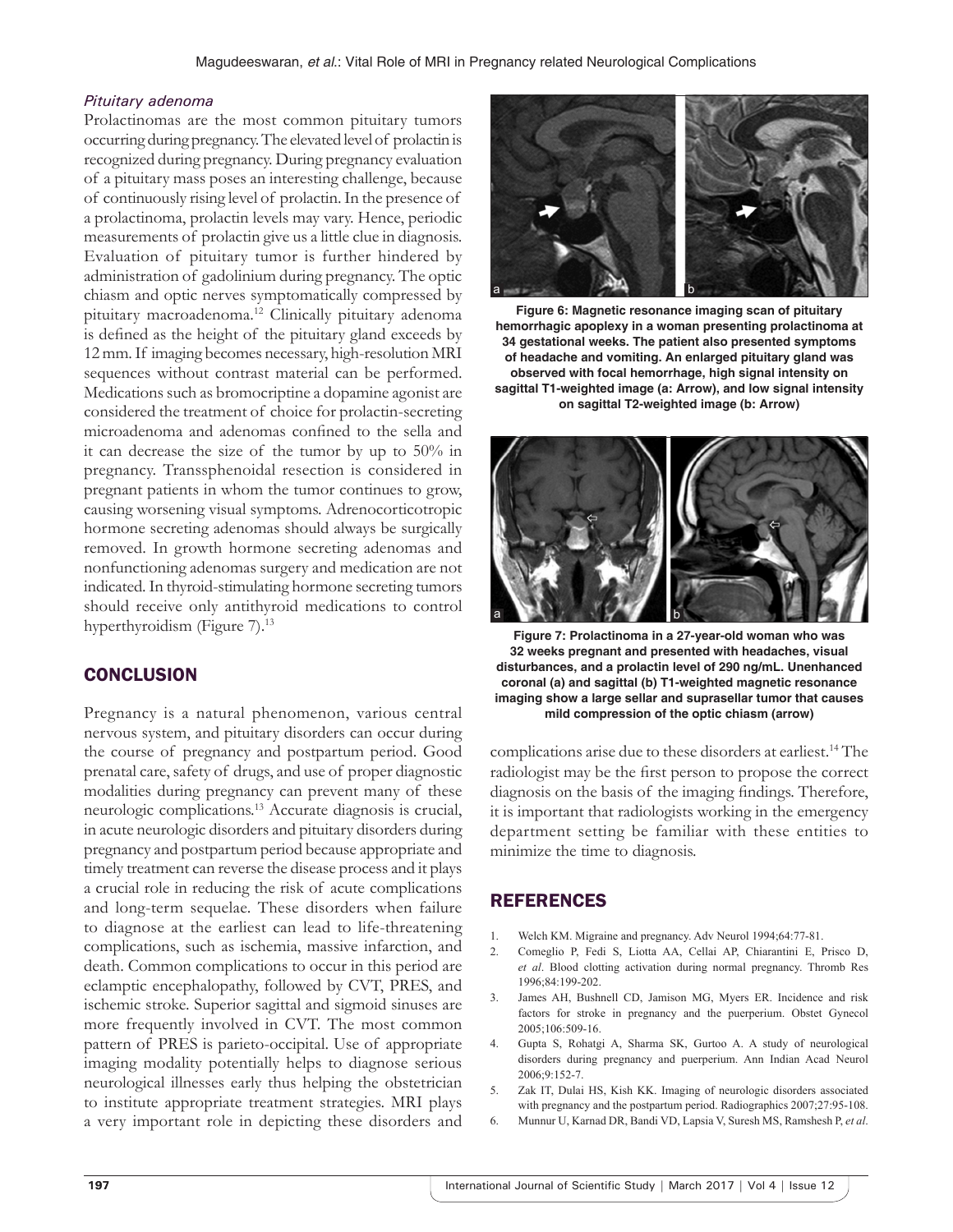### *Pituitary adenoma*

Prolactinomas are the most common pituitary tumors occurring during pregnancy. The elevated level of prolactin is recognized during pregnancy. During pregnancy evaluation of a pituitary mass poses an interesting challenge, because of continuously rising level of prolactin. In the presence of a prolactinoma, prolactin levels may vary. Hence, periodic measurements of prolactin give us a little clue in diagnosis. Evaluation of pituitary tumor is further hindered by administration of gadolinium during pregnancy. The optic chiasm and optic nerves symptomatically compressed by pituitary macroadenoma.[12] Clinically pituitary adenoma is defined as the height of the pituitary gland exceeds by 12 mm. If imaging becomes necessary, high-resolution MRI sequences without contrast material can be performed. Medications such as bromocriptine a dopamine agonist are considered the treatment of choice for prolactin-secreting microadenoma and adenomas confined to the sella and it can decrease the size of the tumor by up to 50% in pregnancy. Transsphenoidal resection is considered in pregnant patients in whom the tumor continues to grow, causing worsening visual symptoms. Adrenocorticotropic hormone secreting adenomas should always be surgically removed. In growth hormone secreting adenomas and nonfunctioning adenomas surgery and medication are not indicated. In thyroid-stimulating hormone secreting tumors should receive only antithyroid medications to control hyperthyroidism (Figure 7).[13]

**Figure 6: Magnetic resonance imaging scan of pituitary hemorrhagic apoplexy in a woman presenting prolactinoma at 34 gestational weeks. The patient also presented symptoms of headache and vomiting. An enlarged pituitary gland was observed with focal hemorrhage, high signal intensity on sagittal T1-weighted image (a: Arrow), and low signal intensity on sagittal T2-weighted image (b: Arrow)**

**Figure 7: Prolactinoma in a 27-year-old woman who was 32 weeks pregnant and presented with headaches, visual disturbances, and a prolactin level of 290 ng/mL. Unenhanced coronal (a) and sagittal (b) T1-weighted magnetic resonance imaging show a large sellar and suprasellar tumor that causes mild compression of the optic chiasm (arrow)**

## CONCLUSION

Pregnancy is a natural phenomenon, various central nervous system, and pituitary disorders can occur during the course of pregnancy and postpartum period. Good prenatal care, safety of drugs, and use of proper diagnostic modalities during pregnancy can prevent many of these neurologic complications.[13] Accurate diagnosis is crucial, in acute neurologic disorders and pituitary disorders during pregnancy and postpartum period because appropriate and timely treatment can reverse the disease process and it plays a crucial role in reducing the risk of acute complications and long-term sequelae. These disorders when failure to diagnose at the earliest can lead to life-threatening complications, such as ischemia, massive infarction, and death. Common complications to occur in this period are eclamptic encephalopathy, followed by CVT, PRES, and ischemic stroke. Superior sagittal and sigmoid sinuses are more frequently involved in CVT. The most common pattern of PRES is parieto-occipital. Use of appropriate imaging modality potentially helps to diagnose serious neurological illnesses early thus helping the obstetrician to institute appropriate treatment strategies. MRI plays a very important role in depicting these disorders and complications arise due to these disorders at earliest.[14] The radiologist may be the first person to propose the correct diagnosis on the basis of the imaging findings. Therefore, it is important that radiologists working in the emergency department setting be familiar with these entities to minimize the time to diagnosis.

## REFERENCES

1. Welch KM. Migraine and pregnancy. Adv Neurol 1994;64:77-81.
2. Comeglio P, Fedi S, Liotta AA, Cellai AP, Chiarantini E, Prisco D, *et al*. Blood clotting activation during normal pregnancy. Thromb Res 1996;84:199-202.
3. James AH, Bushnell CD, Jamison MG, Myers ER. Incidence and risk factors for stroke in pregnancy and the puerperium. Obstet Gynecol 2005;106:509-16.
4. Gupta S, Rohatgi A, Sharma SK, Gurtoo A. A study of neurological disorders during pregnancy and puerperium. Ann Indian Acad Neurol 2006;9:152-7.
5. Zak IT, Dulai HS, Kish KK. Imaging of neurologic disorders associated with pregnancy and the postpartum period. Radiographics 2007;27:95-108.
6. Munnur U, Karnad DR, Bandi VD, Lapsia V, Suresh MS, Ramshesh P, *et al*.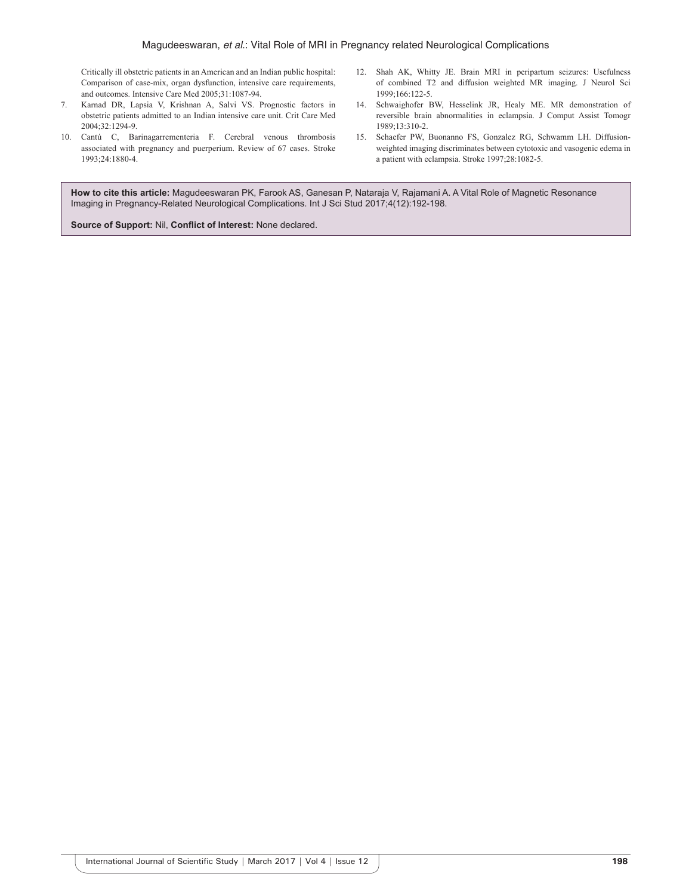Critically ill obstetric patients in an American and an Indian public hospital: Comparison of case-mix, organ dysfunction, intensive care requirements, and outcomes. Intensive Care Med 2005;31:1087-94.

7. Karnad DR, Lapsia V, Krishnan A, Salvi VS. Prognostic factors in obstetric patients admitted to an Indian intensive care unit. Crit Care Med 2004;32:1294-9.
10. Cantú C, Barinagarrementeria F. Cerebral venous thrombosis associated with pregnancy and puerperium. Review of 67 cases. Stroke 1993;24:1880-4.
12. Shah AK, Whitty JE. Brain MRI in peripartum seizures: Usefulness of combined T2 and diffusion weighted MR imaging. J Neurol Sci 1999;166:122-5.
14. Schwaighofer BW, Hesselink JR, Healy ME. MR demonstration of reversible brain abnormalities in eclampsia. J Comput Assist Tomogr 1989;13:310-2.
15. Schaefer PW, Buonanno FS, Gonzalez RG, Schwamm LH. Diffusion-weighted imaging discriminates between cytotoxic and vasogenic edema in a patient with eclampsia. Stroke 1997;28:1082-5.

**How to cite this article:** Magudeeswaran PK, Farook AS, Ganesan P, Nataraja V, Rajamani A. A Vital Role of Magnetic Resonance Imaging in Pregnancy-Related Neurological Complications. Int J Sci Stud 2017;4(12):192-198.

**Source of Support:** Nil, **Conflict of Interest:** None declared.